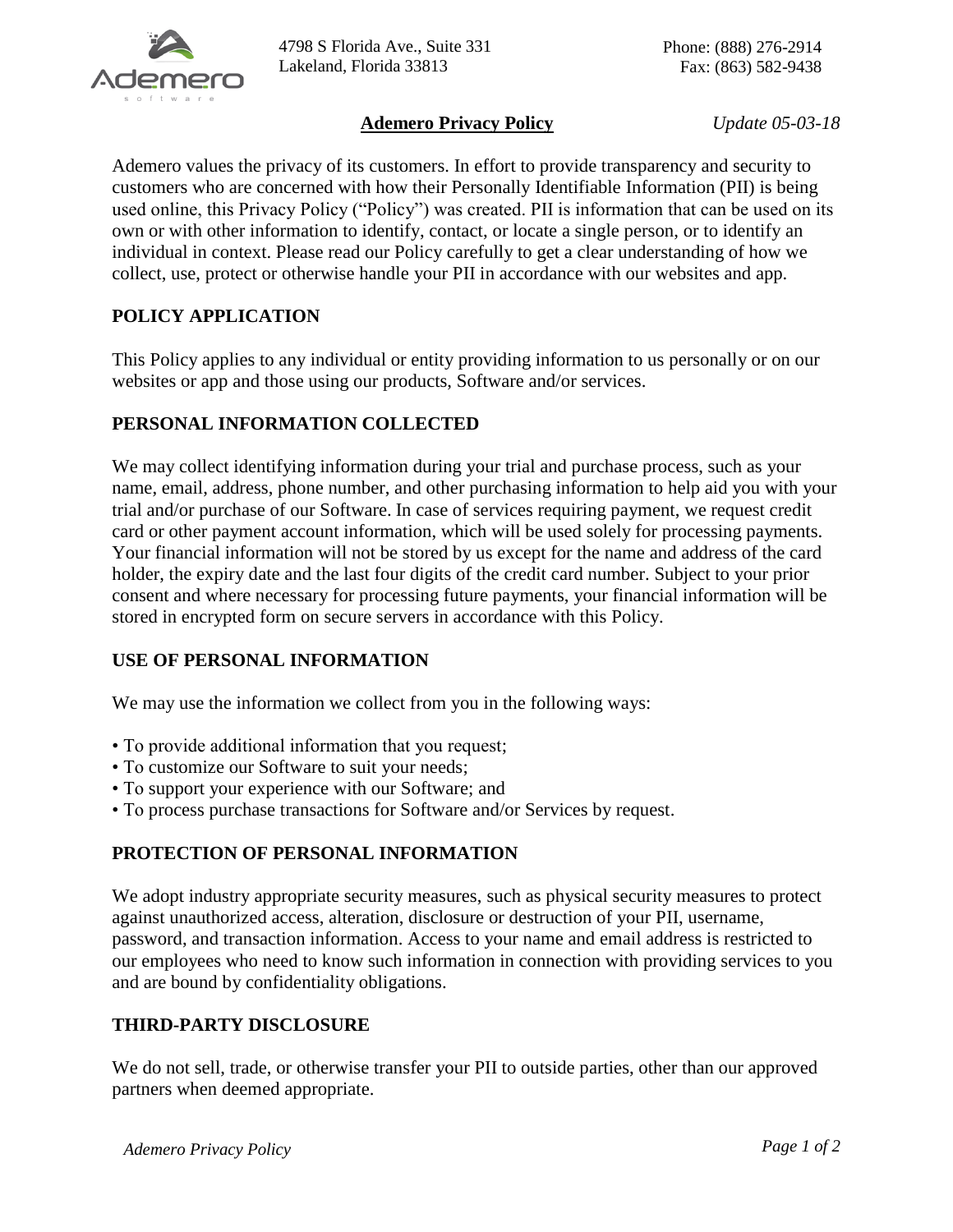4798 S Florida Ave., Suite 331
Lakeland, Florida 33813

Phone: (888) 276-2914
Fax: (863) 582-9438

# Ademero Privacy Policy

*Update 05-03-18*

Ademero values the privacy of its customers. In effort to provide transparency and security to customers who are concerned with how their Personally Identifiable Information (PII) is being used online, this Privacy Policy ("Policy") was created. PII is information that can be used on its own or with other information to identify, contact, or locate a single person, or to identify an individual in context. Please read our Policy carefully to get a clear understanding of how we collect, use, protect or otherwise handle your PII in accordance with our websites and app.

## POLICY APPLICATION

This Policy applies to any individual or entity providing information to us personally or on our websites or app and those using our products, Software and/or services.

## PERSONAL INFORMATION COLLECTED

We may collect identifying information during your trial and purchase process, such as your name, email, address, phone number, and other purchasing information to help aid you with your trial and/or purchase of our Software. In case of services requiring payment, we request credit card or other payment account information, which will be used solely for processing payments. Your financial information will not be stored by us except for the name and address of the card holder, the expiry date and the last four digits of the credit card number. Subject to your prior consent and where necessary for processing future payments, your financial information will be stored in encrypted form on secure servers in accordance with this Policy.

## USE OF PERSONAL INFORMATION

We may use the information we collect from you in the following ways:

- To provide additional information that you request;
- To customize our Software to suit your needs;
- To support your experience with our Software; and
- To process purchase transactions for Software and/or Services by request.

## PROTECTION OF PERSONAL INFORMATION

We adopt industry appropriate security measures, such as physical security measures to protect against unauthorized access, alteration, disclosure or destruction of your PII, username, password, and transaction information. Access to your name and email address is restricted to our employees who need to know such information in connection with providing services to you and are bound by confidentiality obligations.

## THIRD-PARTY DISCLOSURE

We do not sell, trade, or otherwise transfer your PII to outside parties, other than our approved partners when deemed appropriate.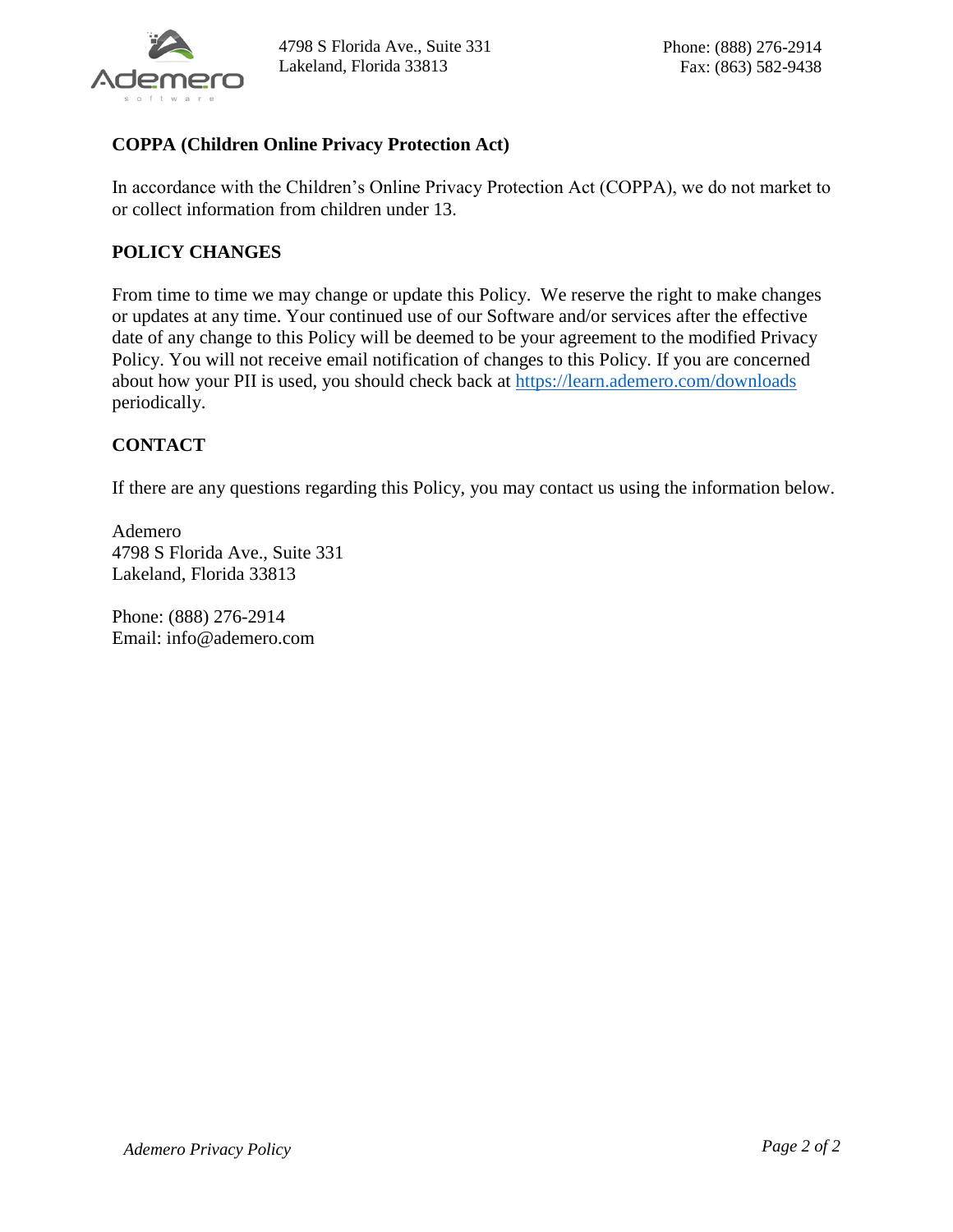## COPPA (Children Online Privacy Protection Act)

In accordance with the Children's Online Privacy Protection Act (COPPA), we do not market to or collect information from children under 13.

## POLICY CHANGES

From time to time we may change or update this Policy. We reserve the right to make changes or updates at any time. Your continued use of our Software and/or services after the effective date of any change to this Policy will be deemed to be your agreement to the modified Privacy Policy. You will not receive email notification of changes to this Policy. If you are concerned about how your PII is used, you should check back at https://learn.ademero.com/downloads periodically.

## CONTACT

If there are any questions regarding this Policy, you may contact us using the information below.

Ademero
4798 S Florida Ave., Suite 331
Lakeland, Florida 33813

Phone: (888) 276-2914
Email: info@ademero.com